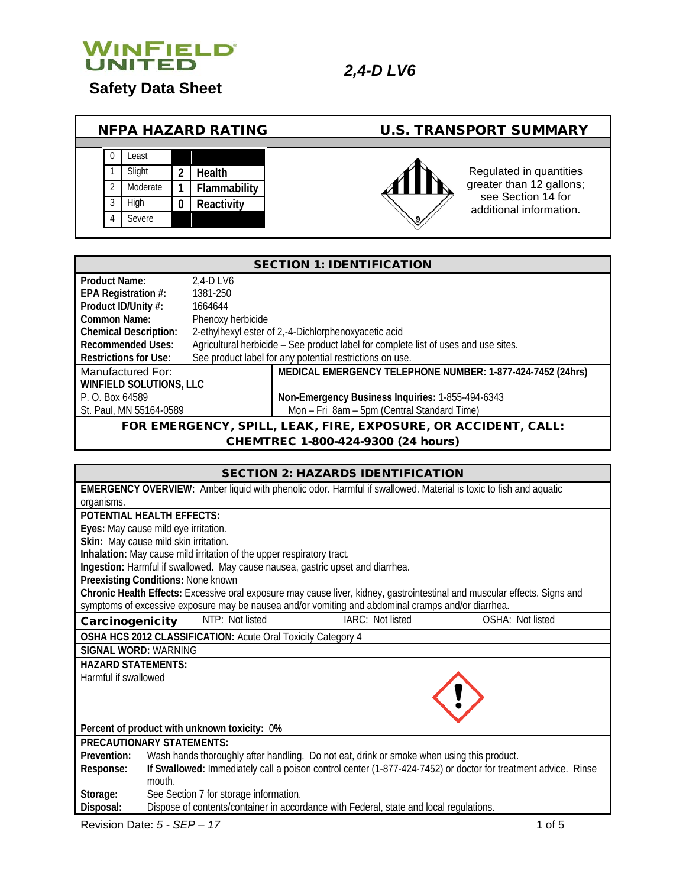WINFIELD UNITED

# Safety Data Sheet

## *2,4-D LV6*

## NFPA HAZARD RATING

| | | | |
|---|---|---|---|
| 0 | Least | | |
| 1 | Slight | 2 | Health |
| 2 | Moderate | 1 | Flammability |
| 3 | High | 0 | Reactivity |
| 4 | Severe | | |

## U.S. TRANSPORT SUMMARY

Regulated in quantities greater than 12 gallons; see Section 14 for additional information.

## SECTION 1: IDENTIFICATION

| | |
|---|---|
| **Product Name:** | 2,4-D LV6 |
| **EPA Registration #:** | 1381-250 |
| **Product ID/Unity #:** | 1664644 |
| **Common Name:** | Phenoxy herbicide |
| **Chemical Description:** | 2-ethylhexyl ester of 2,-4-Dichlorphenoxyacetic acid |
| **Recommended Uses:** | Agricultural herbicide – See product label for complete list of uses and use sites. |
| **Restrictions for Use:** | See product label for any potential restrictions on use. |

Manufactured For:
**WINFIELD SOLUTIONS, LLC**
P. O. Box 64589
St. Paul, MN 55164-0589

**MEDICAL EMERGENCY TELEPHONE NUMBER: 1-877-424-7452 (24hrs)**

**Non-Emergency Business Inquiries:** 1-855-494-6343
Mon – Fri 8am – 5pm (Central Standard Time)

**FOR EMERGENCY, SPILL, LEAK, FIRE, EXPOSURE, OR ACCIDENT, CALL: CHEMTREC 1-800-424-9300 (24 hours)**

## SECTION 2: HAZARDS IDENTIFICATION

**EMERGENCY OVERVIEW:** Amber liquid with phenolic odor. Harmful if swallowed. Material is toxic to fish and aquatic organisms.

**POTENTIAL HEALTH EFFECTS:**

**Eyes:** May cause mild eye irritation.
**Skin:** May cause mild skin irritation.
**Inhalation:** May cause mild irritation of the upper respiratory tract.
**Ingestion:** Harmful if swallowed. May cause nausea, gastric upset and diarrhea.
**Preexisting Conditions:** None known
**Chronic Health Effects:** Excessive oral exposure may cause liver, kidney, gastrointestinal and muscular effects. Signs and symptoms of excessive exposure may be nausea and/or vomiting and abdominal cramps and/or diarrhea.

| **Carcinogenicity** | NTP: Not listed | IARC: Not listed | OSHA: Not listed |
|---|---|---|---|

**OSHA HCS 2012 CLASSIFICATION:** Acute Oral Toxicity Category 4

**SIGNAL WORD:** WARNING

**HAZARD STATEMENTS:**
Harmful if swallowed

**Percent of product with unknown toxicity:** 0**%**

**PRECAUTIONARY STATEMENTS:**

| | |
|---|---|
| **Prevention:** | Wash hands thoroughly after handling. Do not eat, drink or smoke when using this product. |
| **Response:** | **If Swallowed:** Immediately call a poison control center (1-877-424-7452) or doctor for treatment advice. Rinse mouth. |
| **Storage:** | See Section 7 for storage information. |
| **Disposal:** | Dispose of contents/container in accordance with Federal, state and local regulations. |

Revision Date: *5 - SEP – 17*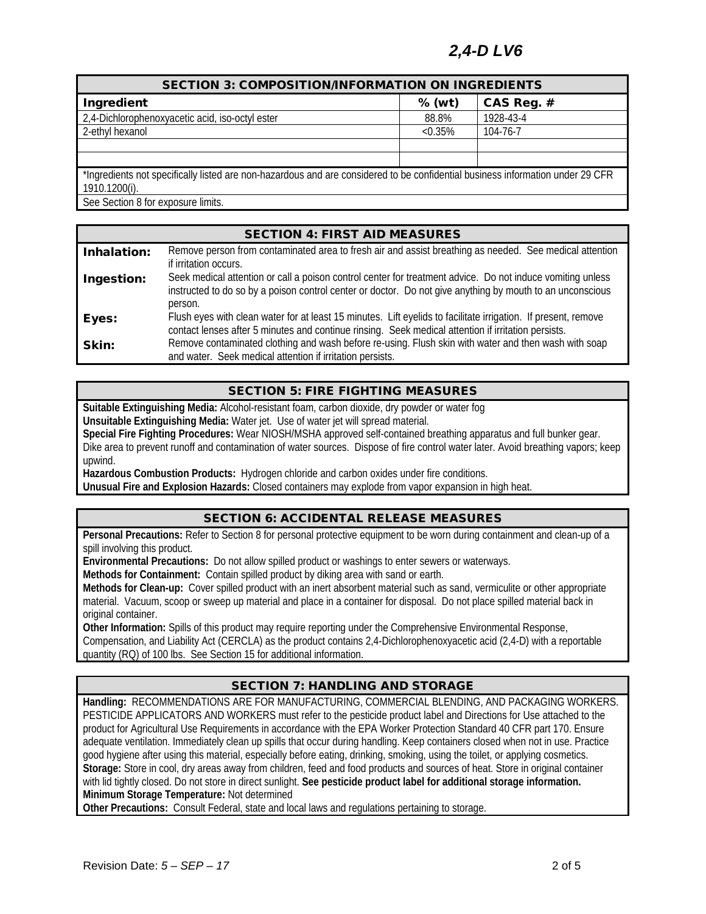## SECTION 3: COMPOSITION/INFORMATION ON INGREDIENTS

| Ingredient | % (wt) | CAS Reg. # |
|---|---|---|
| 2,4-Dichlorophenoxyacetic acid, iso-octyl ester | 88.8% | 1928-43-4 |
| 2-ethyl hexanol | <0.35% | 104-76-7 |
| | | |
| | | |

*Ingredients not specifically listed are non-hazardous and are considered to be confidential business information under 29 CFR 1910.1200(i).

See Section 8 for exposure limits.

## SECTION 4: FIRST AID MEASURES

**Inhalation:** Remove person from contaminated area to fresh air and assist breathing as needed. See medical attention if irritation occurs.

**Ingestion:** Seek medical attention or call a poison control center for treatment advice. Do not induce vomiting unless instructed to do so by a poison control center or doctor. Do not give anything by mouth to an unconscious person.

**Eyes:** Flush eyes with clean water for at least 15 minutes. Lift eyelids to facilitate irrigation. If present, remove contact lenses after 5 minutes and continue rinsing. Seek medical attention if irritation persists.

**Skin:** Remove contaminated clothing and wash before re-using. Flush skin with water and then wash with soap and water. Seek medical attention if irritation persists.

## SECTION 5: FIRE FIGHTING MEASURES

**Suitable Extinguishing Media:** Alcohol-resistant foam, carbon dioxide, dry powder or water fog

**Unsuitable Extinguishing Media:** Water jet. Use of water jet will spread material.

**Special Fire Fighting Procedures:** Wear NIOSH/MSHA approved self-contained breathing apparatus and full bunker gear. Dike area to prevent runoff and contamination of water sources. Dispose of fire control water later. Avoid breathing vapors; keep upwind.

**Hazardous Combustion Products:** Hydrogen chloride and carbon oxides under fire conditions.

**Unusual Fire and Explosion Hazards:** Closed containers may explode from vapor expansion in high heat.

## SECTION 6: ACCIDENTAL RELEASE MEASURES

**Personal Precautions:** Refer to Section 8 for personal protective equipment to be worn during containment and clean-up of a spill involving this product.

**Environmental Precautions:** Do not allow spilled product or washings to enter sewers or waterways.

**Methods for Containment:** Contain spilled product by diking area with sand or earth.

**Methods for Clean-up:** Cover spilled product with an inert absorbent material such as sand, vermiculite or other appropriate material. Vacuum, scoop or sweep up material and place in a container for disposal. Do not place spilled material back in original container.

**Other Information:** Spills of this product may require reporting under the Comprehensive Environmental Response, Compensation, and Liability Act (CERCLA) as the product contains 2,4-Dichlorophenoxyacetic acid (2,4-D) with a reportable quantity (RQ) of 100 lbs. See Section 15 for additional information.

## SECTION 7: HANDLING AND STORAGE

**Handling:** RECOMMENDATIONS ARE FOR MANUFACTURING, COMMERCIAL BLENDING, AND PACKAGING WORKERS. PESTICIDE APPLICATORS AND WORKERS must refer to the pesticide product label and Directions for Use attached to the product for Agricultural Use Requirements in accordance with the EPA Worker Protection Standard 40 CFR part 170. Ensure adequate ventilation. Immediately clean up spills that occur during handling. Keep containers closed when not in use. Practice good hygiene after using this material, especially before eating, drinking, smoking, using the toilet, or applying cosmetics.

**Storage:** Store in cool, dry areas away from children, feed and food products and sources of heat. Store in original container with lid tightly closed. Do not store in direct sunlight. **See pesticide product label for additional storage information.**

**Minimum Storage Temperature:** Not determined

**Other Precautions:** Consult Federal, state and local laws and regulations pertaining to storage.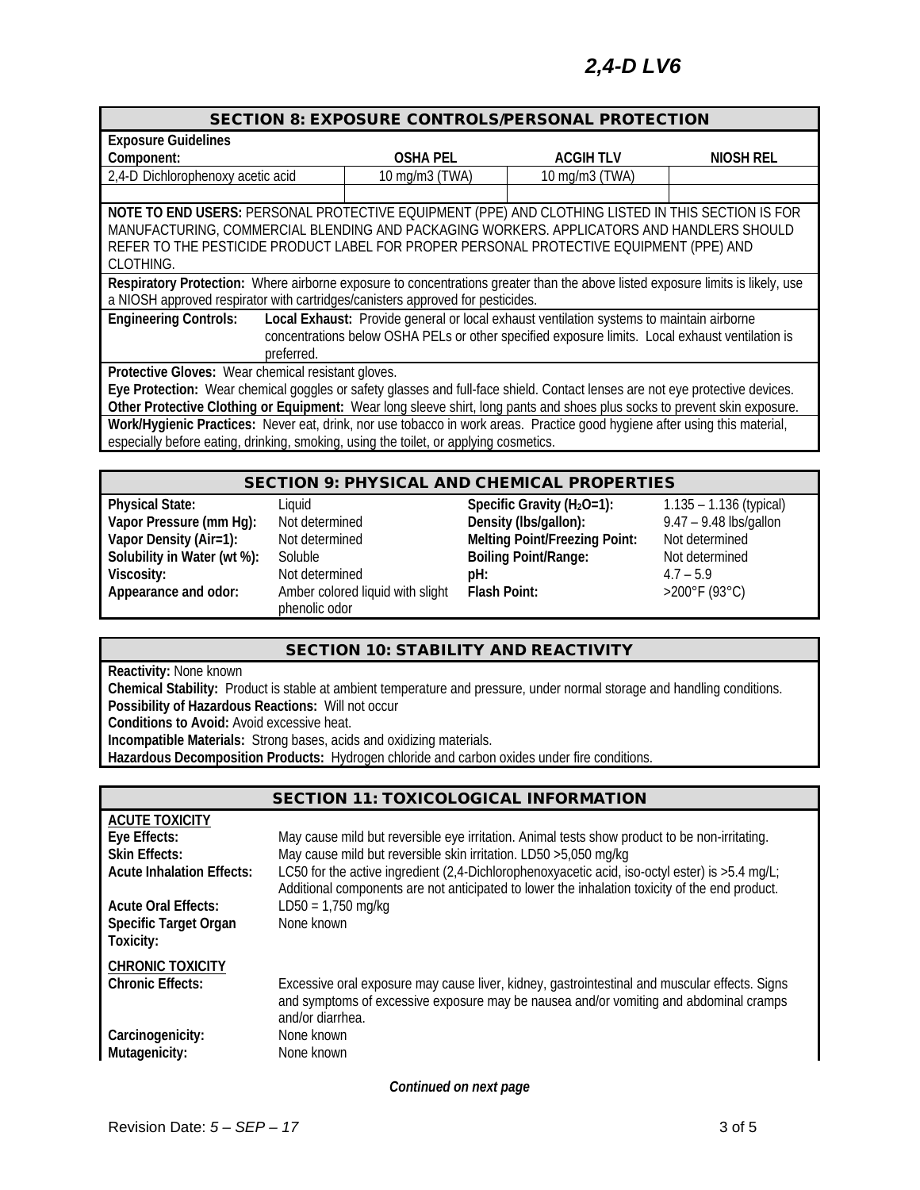## SECTION 8: EXPOSURE CONTROLS/PERSONAL PROTECTION

**Exposure Guidelines**

| **Component:** | **OSHA PEL** | **ACGIH TLV** | **NIOSH REL** |
|---|---|---|---|
| 2,4-D Dichlorophenoxy acetic acid | 10 mg/m3 (TWA) | 10 mg/m3 (TWA) | |
| | | | |

**NOTE TO END USERS:** PERSONAL PROTECTIVE EQUIPMENT (PPE) AND CLOTHING LISTED IN THIS SECTION IS FOR MANUFACTURING, COMMERCIAL BLENDING AND PACKAGING WORKERS. APPLICATORS AND HANDLERS SHOULD REFER TO THE PESTICIDE PRODUCT LABEL FOR PROPER PERSONAL PROTECTIVE EQUIPMENT (PPE) AND CLOTHING.

**Respiratory Protection:** Where airborne exposure to concentrations greater than the above listed exposure limits is likely, use a NIOSH approved respirator with cartridges/canisters approved for pesticides.

**Engineering Controls:** **Local Exhaust:** Provide general or local exhaust ventilation systems to maintain airborne concentrations below OSHA PELs or other specified exposure limits. Local exhaust ventilation is preferred.

**Protective Gloves:** Wear chemical resistant gloves.

**Eye Protection:** Wear chemical goggles or safety glasses and full-face shield. Contact lenses are not eye protective devices.

**Other Protective Clothing or Equipment:** Wear long sleeve shirt, long pants and shoes plus socks to prevent skin exposure.

**Work/Hygienic Practices:** Never eat, drink, nor use tobacco in work areas. Practice good hygiene after using this material, especially before eating, drinking, smoking, using the toilet, or applying cosmetics.

## SECTION 9: PHYSICAL AND CHEMICAL PROPERTIES

| | | | |
|---|---|---|---|
| **Physical State:** | Liquid | **Specific Gravity ($H_2O$=1):** | 1.135 – 1.136 (typical) |
| **Vapor Pressure (mm Hg):** | Not determined | **Density (lbs/gallon):** | 9.47 – 9.48 lbs/gallon |
| **Vapor Density (Air=1):** | Not determined | **Melting Point/Freezing Point:** | Not determined |
| **Solubility in Water (wt %):** | Soluble | **Boiling Point/Range:** | Not determined |
| **Viscosity:** | Not determined | **pH:** | 4.7 – 5.9 |
| **Appearance and odor:** | Amber colored liquid with slight phenolic odor | **Flash Point:** | >200°F (93°C) |

## SECTION 10: STABILITY AND REACTIVITY

**Reactivity:** None known

**Chemical Stability:** Product is stable at ambient temperature and pressure, under normal storage and handling conditions.

**Possibility of Hazardous Reactions:** Will not occur

**Conditions to Avoid:** Avoid excessive heat.

**Incompatible Materials:** Strong bases, acids and oxidizing materials.

**Hazardous Decomposition Products:** Hydrogen chloride and carbon oxides under fire conditions.

## SECTION 11: TOXICOLOGICAL INFORMATION

**ACUTE TOXICITY**

**Eye Effects:** May cause mild but reversible eye irritation. Animal tests show product to be non-irritating.

**Skin Effects:** May cause mild but reversible skin irritation. LD50 >5,050 mg/kg

**Acute Inhalation Effects:** LC50 for the active ingredient (2,4-Dichlorophenoxyacetic acid, iso-octyl ester) is >5.4 mg/L; Additional components are not anticipated to lower the inhalation toxicity of the end product.

**Acute Oral Effects:** LD50 = 1,750 mg/kg

**Specific Target Organ Toxicity:** None known

**CHRONIC TOXICITY**

**Chronic Effects:** Excessive oral exposure may cause liver, kidney, gastrointestinal and muscular effects. Signs and symptoms of excessive exposure may be nausea and/or vomiting and abdominal cramps and/or diarrhea.

**Carcinogenicity:** None known

**Mutagenicity:** None known

*Continued on next page*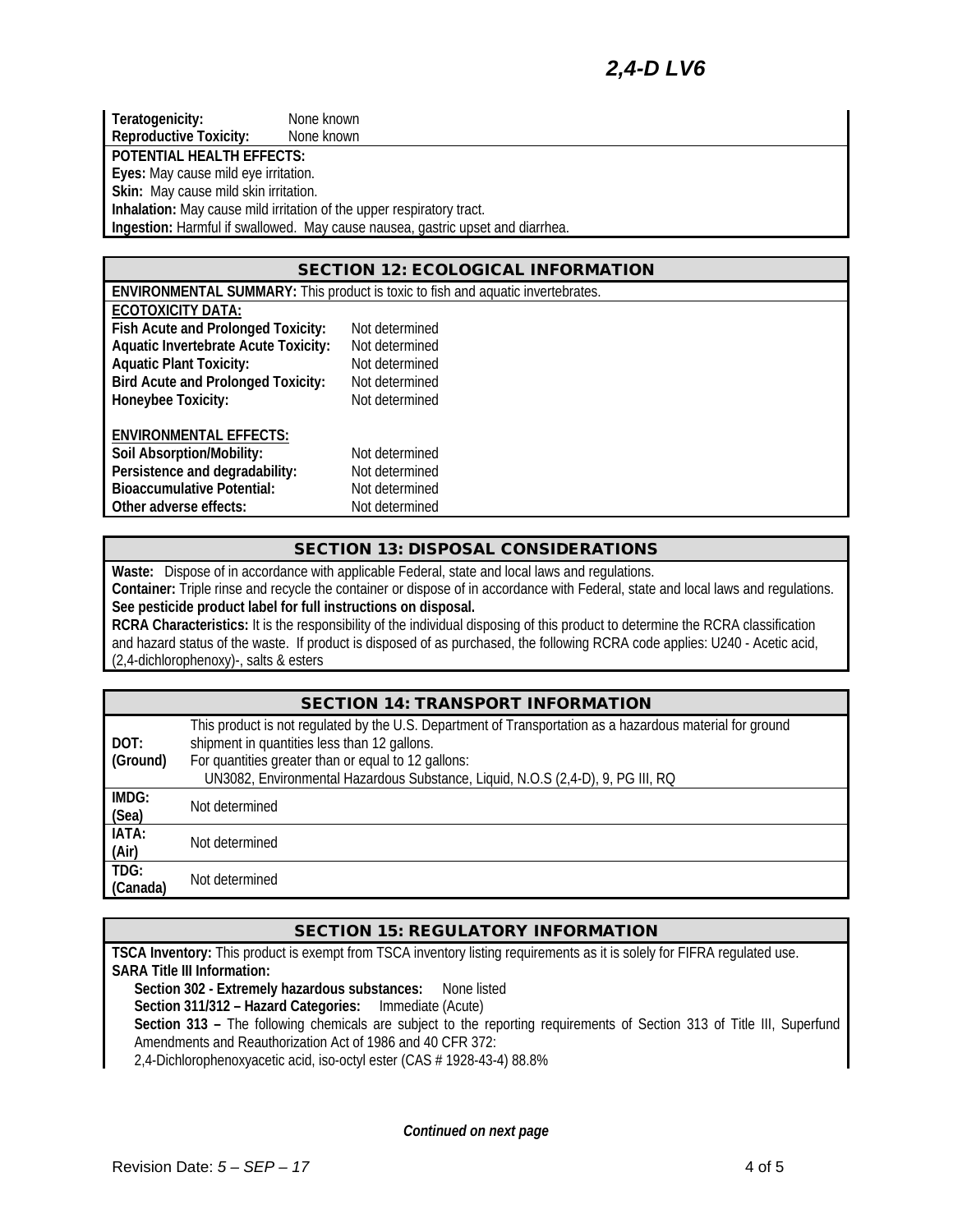| | |
|---|---|
| **Teratogenicity:** | None known |
| **Reproductive Toxicity:** | None known |

**POTENTIAL HEALTH EFFECTS:**

**Eyes:** May cause mild eye irritation.

**Skin:** May cause mild skin irritation.

**Inhalation:** May cause mild irritation of the upper respiratory tract.

**Ingestion:** Harmful if swallowed. May cause nausea, gastric upset and diarrhea.

## SECTION 12: ECOLOGICAL INFORMATION

**ENVIRONMENTAL SUMMARY:** This product is toxic to fish and aquatic invertebrates.

**ECOTOXICITY DATA:**

| | |
|---|---|
| **Fish Acute and Prolonged Toxicity:** | Not determined |
| **Aquatic Invertebrate Acute Toxicity:** | Not determined |
| **Aquatic Plant Toxicity:** | Not determined |
| **Bird Acute and Prolonged Toxicity:** | Not determined |
| **Honeybee Toxicity:** | Not determined |

**ENVIRONMENTAL EFFECTS:**

| | |
|---|---|
| **Soil Absorption/Mobility:** | Not determined |
| **Persistence and degradability:** | Not determined |
| **Bioaccumulative Potential:** | Not determined |
| **Other adverse effects:** | Not determined |

## SECTION 13: DISPOSAL CONSIDERATIONS

**Waste:** Dispose of in accordance with applicable Federal, state and local laws and regulations.

**Container:** Triple rinse and recycle the container or dispose of in accordance with Federal, state and local laws and regulations. **See pesticide product label for full instructions on disposal.**

**RCRA Characteristics:** It is the responsibility of the individual disposing of this product to determine the RCRA classification and hazard status of the waste. If product is disposed of as purchased, the following RCRA code applies: U240 - Acetic acid, (2,4-dichlorophenoxy)-, salts & esters

## SECTION 14: TRANSPORT INFORMATION

| | |
|---|---|
| **DOT: (Ground)** | This product is not regulated by the U.S. Department of Transportation as a hazardous material for ground shipment in quantities less than 12 gallons. For quantities greater than or equal to 12 gallons: UN3082, Environmental Hazardous Substance, Liquid, N.O.S (2,4-D), 9, PG III, RQ |
| **IMDG: (Sea)** | Not determined |
| **IATA: (Air)** | Not determined |
| **TDG: (Canada)** | Not determined |

## SECTION 15: REGULATORY INFORMATION

**TSCA Inventory:** This product is exempt from TSCA inventory listing requirements as it is solely for FIFRA regulated use.

**SARA Title III Information:**

**Section 302 - Extremely hazardous substances:** None listed

**Section 311/312 – Hazard Categories:** Immediate (Acute)

**Section 313 –** The following chemicals are subject to the reporting requirements of Section 313 of Title III, Superfund Amendments and Reauthorization Act of 1986 and 40 CFR 372:

2,4-Dichlorophenoxyacetic acid, iso-octyl ester (CAS # 1928-43-4) 88.8%

*Continued on next page*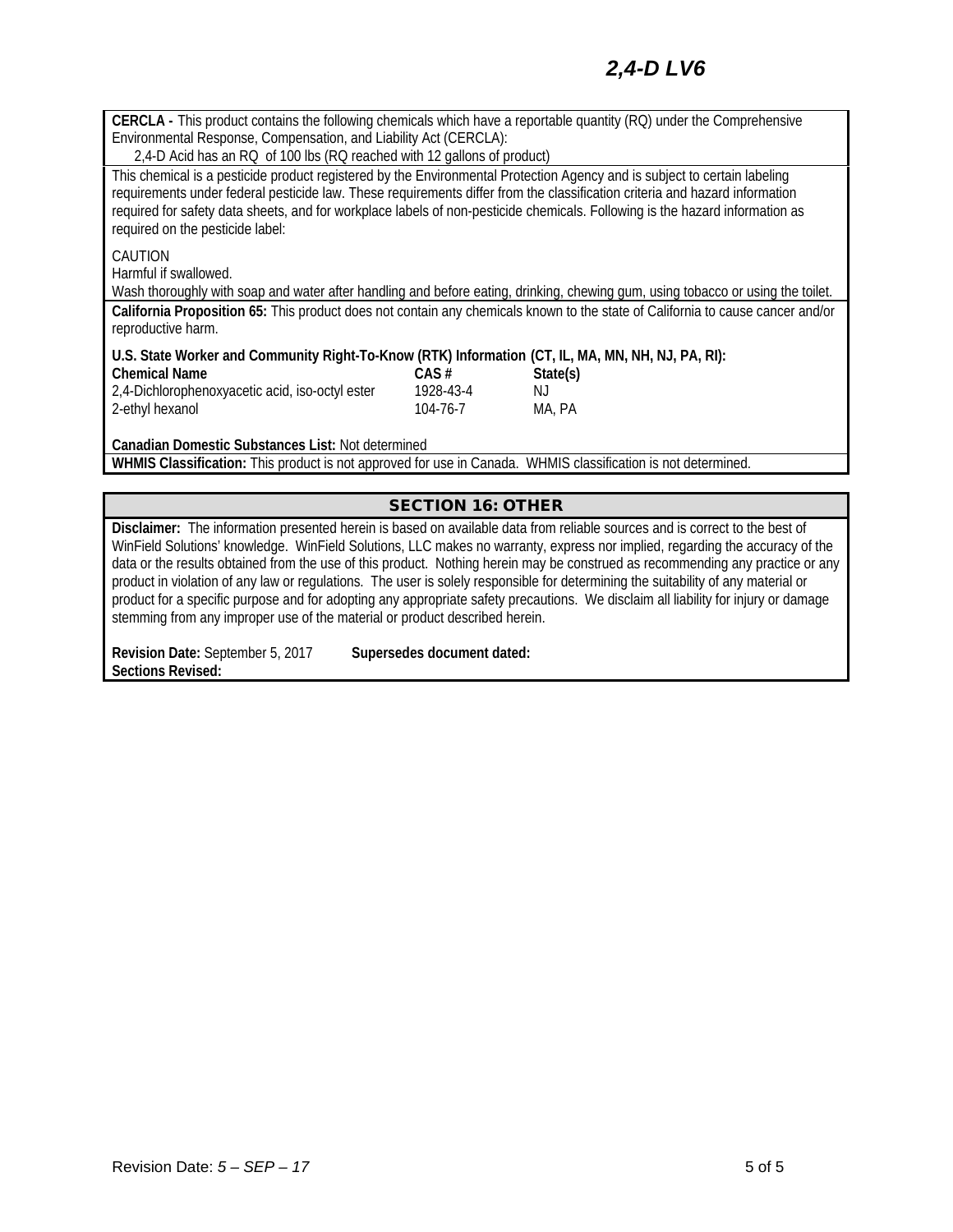**CERCLA -** This product contains the following chemicals which have a reportable quantity (RQ) under the Comprehensive Environmental Response, Compensation, and Liability Act (CERCLA):
2,4-D Acid has an RQ of 100 lbs (RQ reached with 12 gallons of product)

This chemical is a pesticide product registered by the Environmental Protection Agency and is subject to certain labeling requirements under federal pesticide law. These requirements differ from the classification criteria and hazard information required for safety data sheets, and for workplace labels of non-pesticide chemicals. Following is the hazard information as required on the pesticide label:

CAUTION
Harmful if swallowed.
Wash thoroughly with soap and water after handling and before eating, drinking, chewing gum, using tobacco or using the toilet.

**California Proposition 65:** This product does not contain any chemicals known to the state of California to cause cancer and/or reproductive harm.

**U.S. State Worker and Community Right-To-Know (RTK) Information (CT, IL, MA, MN, NH, NJ, PA, RI):**

| Chemical Name | CAS # | State(s) |
|---|---|---|
| 2,4-Dichlorophenoxyacetic acid, iso-octyl ester | 1928-43-4 | NJ |
| 2-ethyl hexanol | 104-76-7 | MA, PA |

**Canadian Domestic Substances List:** Not determined

**WHMIS Classification:** This product is not approved for use in Canada. WHMIS classification is not determined.

## SECTION 16: OTHER

**Disclaimer:** The information presented herein is based on available data from reliable sources and is correct to the best of WinField Solutions' knowledge. WinField Solutions, LLC makes no warranty, express nor implied, regarding the accuracy of the data or the results obtained from the use of this product. Nothing herein may be construed as recommending any practice or any product in violation of any law or regulations. The user is solely responsible for determining the suitability of any material or product for a specific purpose and for adopting any appropriate safety precautions. We disclaim all liability for injury or damage stemming from any improper use of the material or product described herein.

**Revision Date:** September 5, 2017 **Supersedes document dated:**
**Sections Revised:**